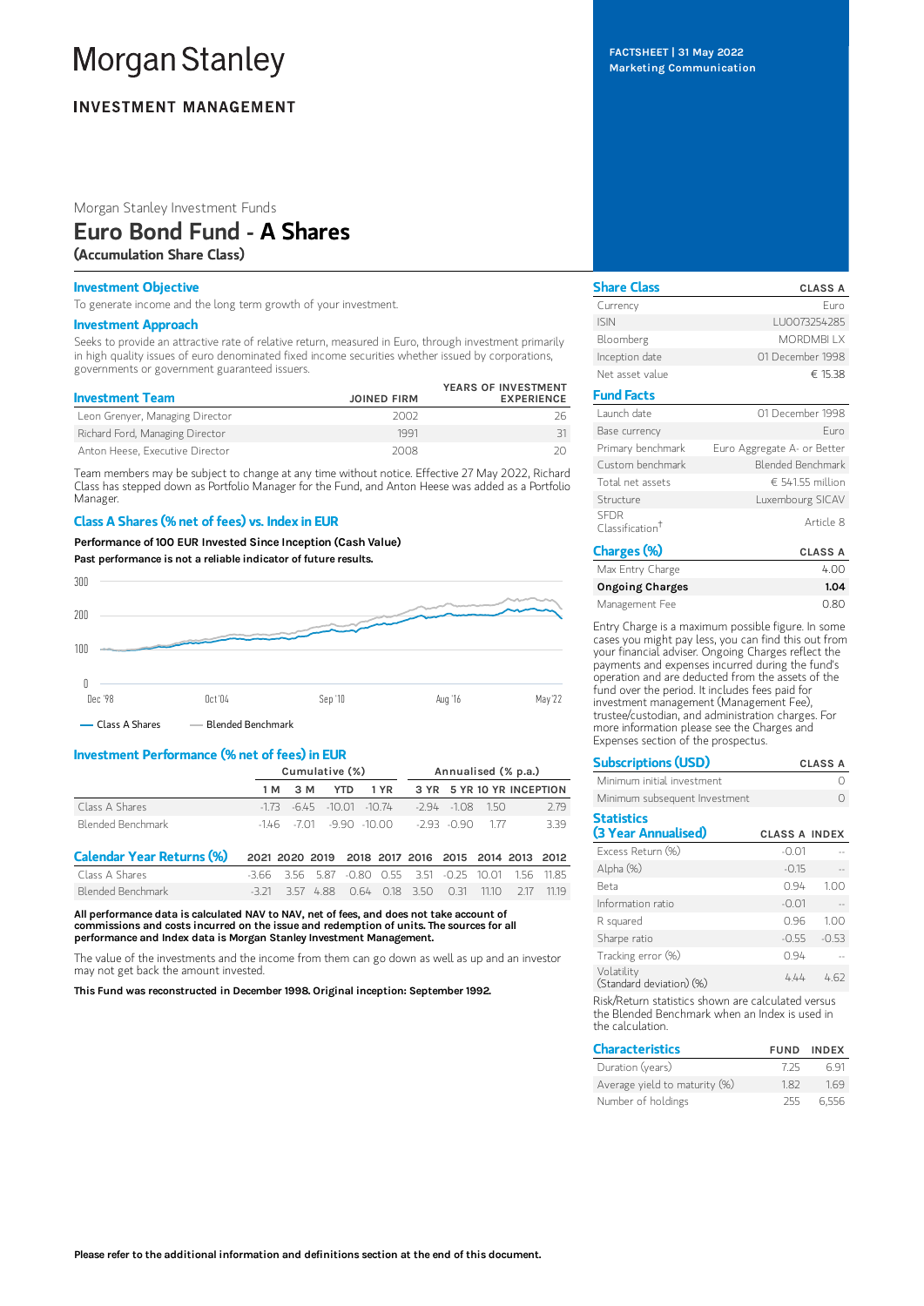# Morgan Stanley

## INVESTMENT MANAGEMENT

FACTSHEET | 31 May 2022
Marketing Communication

Morgan Stanley Investment Funds

# Euro Bond Fund - **A Shares**

**(Accumulation Share Class)**

### Investment Objective

To generate income and the long term growth of your investment.

### Investment Approach

Seeks to provide an attractive rate of relative return, measured in Euro, through investment primarily in high quality issues of euro denominated fixed income securities whether issued by corporations, governments or government guaranteed issuers.

| Investment Team | JOINED FIRM | YEARS OF INVESTMENT EXPERIENCE |
|---|---|---|
| Leon Grenyer, Managing Director | 2002 | 26 |
| Richard Ford, Managing Director | 1991 | 31 |
| Anton Heese, Executive Director | 2008 | 20 |

Team members may be subject to change at any time without notice. Effective 27 May 2022, Richard Class has stepped down as Portfolio Manager for the Fund, and Anton Heese was added as a Portfolio Manager.

### Class A Shares (% net of fees) vs. Index in EUR

**Performance of 100 EUR Invested Since Inception (Cash Value)**

**Past performance is not a reliable indicator of future results.**

300
200
100
0
Dec '98 Oct '04 Sep '10 Aug '16 May '22

Class A Shares — Blended Benchmark

### Investment Performance (% net of fees) in EUR

| | Cumulative (%) | | | | Annualised (% p.a.) | | | |
|---|---|---|---|---|---|---|---|---|
| | 1 M | 3 M | YTD | 1 YR | 3 YR | 5 YR | 10 YR | INCEPTION |
| Class A Shares | -1.73 | -6.45 | -10.01 | -10.74 | -2.94 | -1.08 | 1.50 | 2.79 |
| Blended Benchmark | -1.46 | -7.01 | -9.90 | -10.00 | -2.93 | -0.90 | 1.77 | 3.39 |

| Calendar Year Returns (%) | 2021 | 2020 | 2019 | 2018 | 2017 | 2016 | 2015 | 2014 | 2013 | 2012 |
|---|---|---|---|---|---|---|---|---|---|---|
| Class A Shares | -3.66 | 3.56 | 5.87 | -0.80 | 0.55 | 3.51 | -0.25 | 10.01 | 1.56 | 11.85 |
| Blended Benchmark | -3.21 | 3.57 | 4.88 | 0.64 | 0.18 | 3.50 | 0.31 | 11.10 | 2.17 | 11.19 |

**All performance data is calculated NAV to NAV, net of fees, and does not take account of commissions and costs incurred on the issue and redemption of units. The sources for all performance and Index data is Morgan Stanley Investment Management.**

The value of the investments and the income from them can go down as well as up and an investor may not get back the amount invested.

**This Fund was reconstructed in December 1998. Original inception: September 1992.**

| Share Class | CLASS A |
|---|---|
| Currency | Euro |
| ISIN | LU0073254285 |
| Bloomberg | MORDMBI LX |
| Inception date | 01 December 1998 |
| Net asset value | € 15.38 |

| Fund Facts | |
|---|---|
| Launch date | 01 December 1998 |
| Base currency | Euro |
| Primary benchmark | Euro Aggregate A- or Better |
| Custom benchmark | Blended Benchmark |
| Total net assets | € 541.55 million |
| Structure | Luxembourg SICAV |
| SFDR Classification† | Article 8 |

| Charges (%) | CLASS A |
|---|---|
| Max Entry Charge | 4.00 |
| **Ongoing Charges** | **1.04** |
| Management Fee | 0.80 |

Entry Charge is a maximum possible figure. In some cases you might pay less, you can find this out from your financial adviser. Ongoing Charges reflect the payments and expenses incurred during the fund's operation and are deducted from the assets of the fund over the period. It includes fees paid for investment management (Management Fee), trustee/custodian, and administration charges. For more information please see the Charges and Expenses section of the prospectus.

| Subscriptions (USD) | CLASS A |
|---|---|
| Minimum initial investment | 0 |
| Minimum subsequent Investment | 0 |

| Statistics (3 Year Annualised) | CLASS A | INDEX |
|---|---|---|
| Excess Return (%) | -0.01 | -- |
| Alpha (%) | -0.15 | -- |
| Beta | 0.94 | 1.00 |
| Information ratio | -0.01 | -- |
| R squared | 0.96 | 1.00 |
| Sharpe ratio | -0.55 | -0.53 |
| Tracking error (%) | 0.94 | -- |
| Volatility (Standard deviation) (%) | 4.44 | 4.62 |

Risk/Return statistics shown are calculated versus the Blended Benchmark when an Index is used in the calculation.

| Characteristics | FUND | INDEX |
|---|---|---|
| Duration (years) | 7.25 | 6.91 |
| Average yield to maturity (%) | 1.82 | 1.69 |
| Number of holdings | 255 | 6,556 |

**Please refer to the additional information and definitions section at the end of this document.**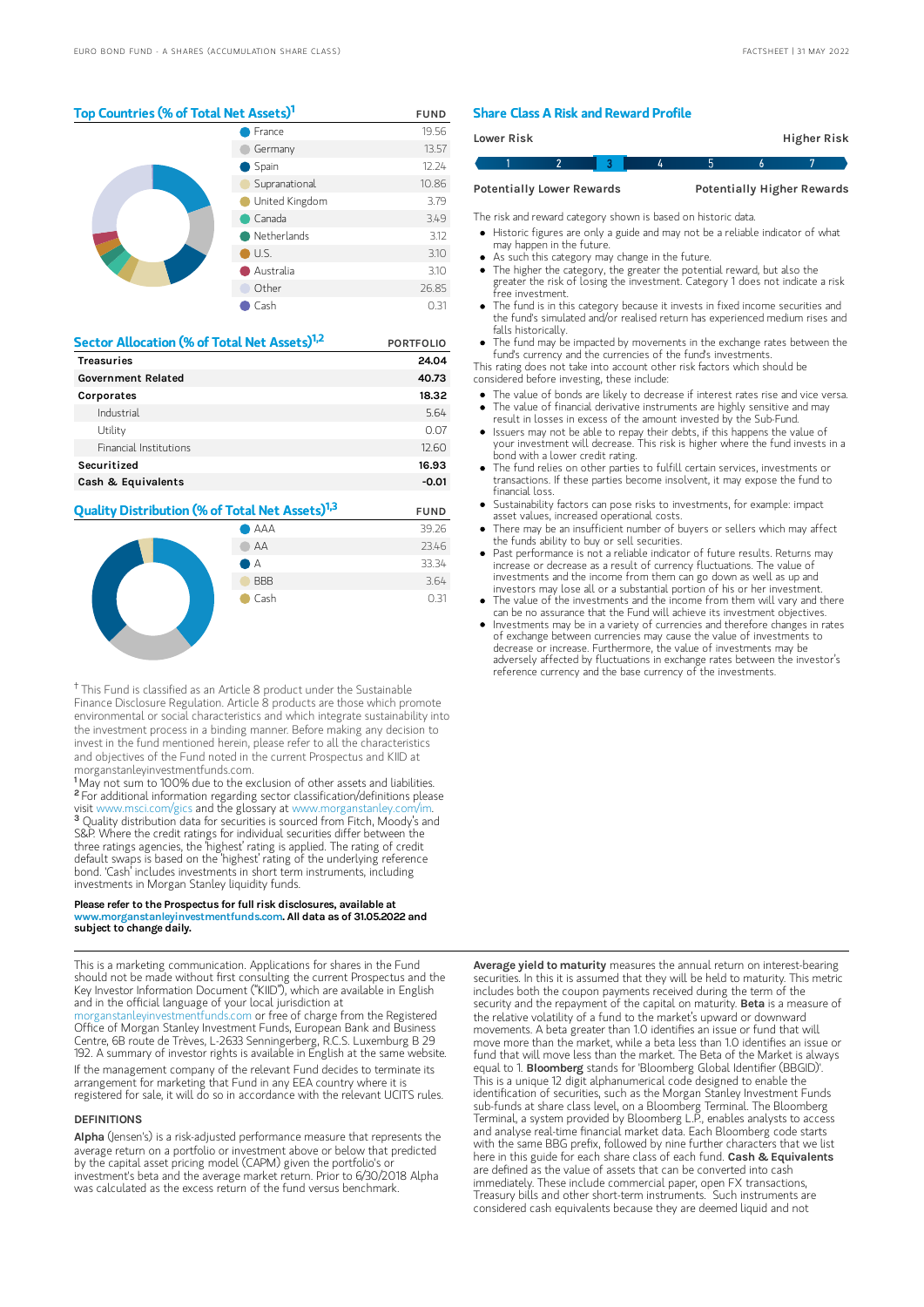## Top Countries (% of Total Net Assets)[1]

| | FUND |
|---|---|
| France | 19.56 |
| Germany | 13.57 |
| Spain | 12.24 |
| Supranational | 10.86 |
| United Kingdom | 3.79 |
| Canada | 3.49 |
| Netherlands | 3.12 |
| U.S. | 3.10 |
| Australia | 3.10 |
| Other | 26.85 |
| Cash | 0.31 |

## Sector Allocation (% of Total Net Assets)[1,2]

| | PORTFOLIO |
|---|---|
| **Treasuries** | **24.04** |
| **Government Related** | **40.73** |
| **Corporates** | **18.32** |
| Industrial | 5.64 |
| Utility | 0.07 |
| Financial Institutions | 12.60 |
| **Securitized** | **16.93** |
| **Cash & Equivalents** | **-0.01** |

## Quality Distribution (% of Total Net Assets)[1,3]

| | FUND |
|---|---|
| AAA | 39.26 |
| AA | 23.46 |
| A | 33.34 |
| BBB | 3.64 |
| Cash | 0.31 |

† This Fund is classified as an Article 8 product under the Sustainable Finance Disclosure Regulation. Article 8 products are those which promote environmental or social characteristics and which integrate sustainability into the investment process in a binding manner. Before making any decision to invest in the fund mentioned herein, please refer to all the characteristics and objectives of the Fund noted in the current Prospectus and KIID at morganstanleyinvestmentfunds.com.

[1] May not sum to 100% due to the exclusion of other assets and liabilities.

[2] For additional information regarding sector classification/definitions please visit www.msci.com/gics and the glossary at www.morganstanley.com/im.

[3] Quality distribution data for securities is sourced from Fitch, Moody's and S&P. Where the credit ratings for individual securities differ between the three ratings agencies, the 'highest' rating is applied. The rating of credit default swaps is based on the 'highest' rating of the underlying reference bond. 'Cash' includes investments in short term instruments, including investments in Morgan Stanley liquidity funds.

**Please refer to the Prospectus for full risk disclosures, available at www.morganstanleyinvestmentfunds.com. All data as of 31.05.2022 and subject to change daily.**

## Share Class A Risk and Reward Profile

Lower Risk — Higher Risk

1 2 **3** 4 5 6 7

Potentially Lower Rewards — Potentially Higher Rewards

The risk and reward category shown is based on historic data.

- Historic figures are only a guide and may not be a reliable indicator of what may happen in the future.
- As such this category may change in the future.
- The higher the category, the greater the potential reward, but also the greater the risk of losing the investment. Category 1 does not indicate a risk free investment.
- The fund is in this category because it invests in fixed income securities and the fund's simulated and/or realised return has experienced medium rises and falls historically.
- The fund may be impacted by movements in the exchange rates between the fund's currency and the currencies of the fund's investments.

This rating does not take into account other risk factors which should be considered before investing, these include:

- The value of bonds are likely to decrease if interest rates rise and vice versa.
- The value of financial derivative instruments are highly sensitive and may result in losses in excess of the amount invested by the Sub-Fund.
- Issuers may not be able to repay their debts, if this happens the value of your investment will decrease. This risk is higher where the fund invests in a bond with a lower credit rating.
- The fund relies on other parties to fulfill certain services, investments or transactions. If these parties become insolvent, it may expose the fund to financial loss.
- Sustainability factors can pose risks to investments, for example: impact asset values, increased operational costs.
- There may be an insufficient number of buyers or sellers which may affect the funds ability to buy or sell securities.
- Past performance is not a reliable indicator of future results. Returns may increase or decrease as a result of currency fluctuations. The value of investments and the income from them can go down as well as up and investors may lose all or a substantial portion of his or her investment.
- The value of the investments and the income from them will vary and there can be no assurance that the Fund will achieve its investment objectives.
- Investments may be in a variety of currencies and therefore changes in rates of exchange between currencies may cause the value of investments to decrease or increase. Furthermore, the value of investments may be adversely affected by fluctuations in exchange rates between the investor's reference currency and the base currency of the investments.

This is a marketing communication. Applications for shares in the Fund should not be made without first consulting the current Prospectus and the Key Investor Information Document ("KIID"), which are available in English and in the official language of your local jurisdiction at morganstanleyinvestmentfunds.com or free of charge from the Registered Office of Morgan Stanley Investment Funds, European Bank and Business Centre, 6B route de Trèves, L-2633 Senningerberg, R.C.S. Luxemburg B 29 192. A summary of investor rights is available in English at the same website.

If the management company of the relevant Fund decides to terminate its arrangement for marketing that Fund in any EEA country where it is registered for sale, it will do so in accordance with the relevant UCITS rules.

### DEFINITIONS

**Alpha** (Jensen's) is a risk-adjusted performance measure that represents the average return on a portfolio or investment above or below that predicted by the capital asset pricing model (CAPM) given the portfolio's or investment's beta and the average market return. Prior to 6/30/2018 Alpha was calculated as the excess return of the fund versus benchmark.

**Average yield to maturity** measures the annual return on interest-bearing securities. In this it is assumed that they will be held to maturity. This metric includes both the coupon payments received during the term of the security and the repayment of the capital on maturity. **Beta** is a measure of the relative volatility of a fund to the market's upward or downward movements. A beta greater than 1.0 identifies an issue or fund that will move more than the market, while a beta less than 1.0 identifies an issue or fund that will move less than the market. The Beta of the Market is always equal to 1. **Bloomberg** stands for 'Bloomberg Global Identifier (BBGID)'. This is a unique 12 digit alphanumerical code designed to enable the identification of securities, such as the Morgan Stanley Investment Funds sub-funds at share class level, on a Bloomberg Terminal. The Bloomberg Terminal, a system provided by Bloomberg L.P., enables analysts to access and analyse real-time financial market data. Each Bloomberg code starts with the same BBG prefix, followed by nine further characters that we list here in this guide for each share class of each fund. **Cash & Equivalents** are defined as the value of assets that can be converted into cash immediately. These include commercial paper, open FX transactions, Treasury bills and other short-term instruments. Such instruments are considered cash equivalents because they are deemed liquid and not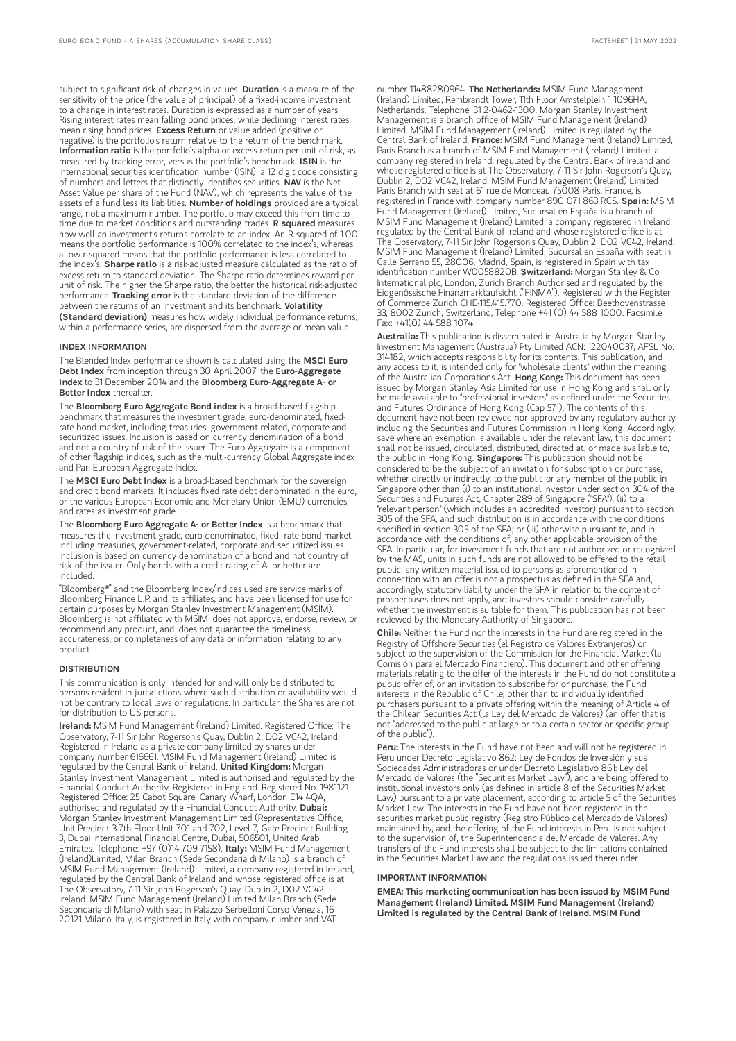subject to significant risk of changes in values. **Duration** is a measure of the sensitivity of the price (the value of principal) of a fixed-income investment to a change in interest rates. Duration is expressed as a number of years. Rising interest rates mean falling bond prices, while declining interest rates mean rising bond prices. **Excess Return** or value added (positive or negative) is the portfolio's return relative to the return of the benchmark. **Information ratio** is the portfolio's alpha or excess return per unit of risk, as measured by tracking error, versus the portfolio's benchmark. **ISIN** is the international securities identification number (ISIN), a 12 digit code consisting of numbers and letters that distinctly identifies securities. **NAV** is the Net Asset Value per share of the Fund (NAV), which represents the value of the assets of a fund less its liabilities. **Number of holdings** provided are a typical range, not a maximum number. The portfolio may exceed this from time to time due to market conditions and outstanding trades. **R squared** measures how well an investment's returns correlate to an index. An R squared of 1.00 means the portfolio performance is 100% correlated to the index's, whereas a low r-squared means that the portfolio performance is less correlated to the index's. **Sharpe ratio** is a risk-adjusted measure calculated as the ratio of excess return to standard deviation. The Sharpe ratio determines reward per unit of risk. The higher the Sharpe ratio, the better the historical risk-adjusted performance. **Tracking error** is the standard deviation of the difference between the returns of an investment and its benchmark. **Volatility (Standard deviation)** measures how widely individual performance returns, within a performance series, are dispersed from the average or mean value.

## INDEX INFORMATION

The Blended Index performance shown is calculated using the **MSCI Euro Debt Index** from inception through 30 April 2007, the **Euro-Aggregate Index** to 31 December 2014 and the **Bloomberg Euro-Aggregate A- or Better Index** thereafter.

The **Bloomberg Euro Aggregate Bond index** is a broad-based flagship benchmark that measures the investment grade, euro-denominated, fixed-rate bond market, including treasuries, government-related, corporate and securitized issues. Inclusion is based on currency denomination of a bond and not a country of risk of the issuer. The Euro Aggregate is a component of other flagship indices, such as the multi-currency Global Aggregate index and Pan-European Aggregate Index.

The **MSCI Euro Debt Index** is a broad-based benchmark for the sovereign and credit bond markets. It includes fixed rate debt denominated in the euro, or the various European Economic and Monetary Union (EMU) currencies, and rates as investment grade.

The **Bloomberg Euro Aggregate A- or Better Index** is a benchmark that measures the investment grade, euro-denominated, fixed- rate bond market, including treasuries, government-related, corporate and securitized issues. Inclusion is based on currency denomination of a bond and not country of risk of the issuer. Only bonds with a credit rating of A- or better are included.

"Bloomberg®" and the Bloomberg Index/Indices used are service marks of Bloomberg Finance L.P. and its affiliates, and have been licensed for use for certain purposes by Morgan Stanley Investment Management (MSIM). Bloomberg is not affiliated with MSIM, does not approve, endorse, review, or recommend any product, and. does not guarantee the timeliness, accurateness, or completeness of any data or information relating to any product.

## DISTRIBUTION

This communication is only intended for and will only be distributed to persons resident in jurisdictions where such distribution or availability would not be contrary to local laws or regulations. In particular, the Shares are not for distribution to US persons.

**Ireland:** MSIM Fund Management (Ireland) Limited. Registered Office: The Observatory, 7-11 Sir John Rogerson's Quay, Dublin 2, D02 VC42, Ireland. Registered in Ireland as a private company limited by shares under company number 616661. MSIM Fund Management (Ireland) Limited is regulated by the Central Bank of Ireland. **United Kingdom:** Morgan Stanley Investment Management Limited is authorised and regulated by the Financial Conduct Authority. Registered in England. Registered No. 1981121. Registered Office: 25 Cabot Square, Canary Wharf, London E14 4QA, authorised and regulated by the Financial Conduct Authority. **Dubai:** Morgan Stanley Investment Management Limited (Representative Office, Unit Precinct 3-7th Floor-Unit 701 and 702, Level 7, Gate Precinct Building 3, Dubai International Financial Centre, Dubai, 506501, United Arab Emirates. Telephone: +97 (0)14 709 7158). **Italy:** MSIM Fund Management (Ireland)Limited, Milan Branch (Sede Secondaria di Milano) is a branch of MSIM Fund Management (Ireland) Limited, a company registered in Ireland, regulated by the Central Bank of Ireland and whose registered office is at The Observatory, 7-11 Sir John Rogerson's Quay, Dublin 2, D02 VC42, Ireland. MSIM Fund Management (Ireland) Limited Milan Branch (Sede Secondaria di Milano) with seat in Palazzo Serbelloni Corso Venezia, 16 20121 Milano, Italy, is registered in Italy with company number and VAT number 11488280964. **The Netherlands:** MSIM Fund Management (Ireland) Limited, Rembrandt Tower, 11th Floor Amstelplein 1 1096HA, Netherlands. Telephone: 31 2-0462-1300. Morgan Stanley Investment Management is a branch office of MSIM Fund Management (Ireland) Limited. MSIM Fund Management (Ireland) Limited is regulated by the Central Bank of Ireland. **France:** MSIM Fund Management (Ireland) Limited, Paris Branch is a branch of MSIM Fund Management (Ireland) Limited, a company registered in Ireland, regulated by the Central Bank of Ireland and whose registered office is at The Observatory, 7-11 Sir John Rogerson's Quay, Dublin 2, D02 VC42, Ireland. MSIM Fund Management (Ireland) Limited Paris Branch with seat at 61 rue de Monceau 75008 Paris, France, is registered in France with company number 890 071 863 RCS. **Spain:** MSIM Fund Management (Ireland) Limited, Sucursal en España is a branch of MSIM Fund Management (Ireland) Limited, a company registered in Ireland, regulated by the Central Bank of Ireland and whose registered office is at The Observatory, 7-11 Sir John Rogerson's Quay, Dublin 2, D02 VC42, Ireland. MSIM Fund Management (Ireland) Limited, Sucursal en España with seat in Calle Serrano 55, 28006, Madrid, Spain, is registered in Spain with tax identification number W0058820B. **Switzerland:** Morgan Stanley & Co. International plc, London, Zurich Branch Authorised and regulated by the Eidgenössische Finanzmarktaufsicht ("FINMA"). Registered with the Register of Commerce Zurich CHE-115.415.770. Registered Office: Beethovenstrasse 33, 8002 Zurich, Switzerland, Telephone +41 (0) 44 588 1000. Facsimile Fax: +41(0) 44 588 1074.

**Australia:** This publication is disseminated in Australia by Morgan Stanley Investment Management (Australia) Pty Limited ACN: 122040037, AFSL No. 314182, which accepts responsibility for its contents. This publication, and any access to it, is intended only for "wholesale clients" within the meaning of the Australian Corporations Act. **Hong Kong:** This document has been issued by Morgan Stanley Asia Limited for use in Hong Kong and shall only be made available to "professional investors" as defined under the Securities and Futures Ordinance of Hong Kong (Cap 571). The contents of this document have not been reviewed nor approved by any regulatory authority including the Securities and Futures Commission in Hong Kong. Accordingly, save where an exemption is available under the relevant law, this document shall not be issued, circulated, distributed, directed at, or made available to, the public in Hong Kong. **Singapore:** This publication should not be considered to be the subject of an invitation for subscription or purchase, whether directly or indirectly, to the public or any member of the public in Singapore other than (i) to an institutional investor under section 304 of the Securities and Futures Act, Chapter 289 of Singapore ("SFA"), (ii) to a "relevant person" (which includes an accredited investor) pursuant to section 305 of the SFA, and such distribution is in accordance with the conditions specified in section 305 of the SFA; or (iii) otherwise pursuant to, and in accordance with the conditions of, any other applicable provision of the SFA. In particular, for investment funds that are not authorized or recognized by the MAS, units in such funds are not allowed to be offered to the retail public; any written material issued to persons as aforementioned in connection with an offer is not a prospectus as defined in the SFA and, accordingly, statutory liability under the SFA in relation to the content of prospectuses does not apply, and investors should consider carefully whether the investment is suitable for them. This publication has not been reviewed by the Monetary Authority of Singapore.

**Chile:** Neither the Fund nor the interests in the Fund are registered in the Registry of Offshore Securities (el Registro de Valores Extranjeros) or subject to the supervision of the Commission for the Financial Market (la Comisión para el Mercado Financiero). This document and other offering materials relating to the offer of the interests in the Fund do not constitute a public offer of, or an invitation to subscribe for or purchase, the Fund interests in the Republic of Chile, other than to individually identified purchasers pursuant to a private offering within the meaning of Article 4 of the Chilean Securities Act (la Ley del Mercado de Valores) (an offer that is not "addressed to the public at large or to a certain sector or specific group of the public").

**Peru:** The interests in the Fund have not been and will not be registered in Peru under Decreto Legislativo 862: Ley de Fondos de Inversión y sus Sociedades Administradoras or under Decreto Legislativo 861: Ley del Mercado de Valores (the "Securities Market Law"), and are being offered to institutional investors only (as defined in article 8 of the Securities Market Law) pursuant to a private placement, according to article 5 of the Securities Market Law. The interests in the Fund have not been registered in the securities market public registry (Registro Público del Mercado de Valores) maintained by, and the offering of the Fund interests in Peru is not subject to the supervision of, the Superintendencia del Mercado de Valores. Any transfers of the Fund interests shall be subject to the limitations contained in the Securities Market Law and the regulations issued thereunder.

## IMPORTANT INFORMATION

**EMEA: This marketing communication has been issued by MSIM Fund Management (Ireland) Limited. MSIM Fund Management (Ireland) Limited is regulated by the Central Bank of Ireland. MSIM Fund**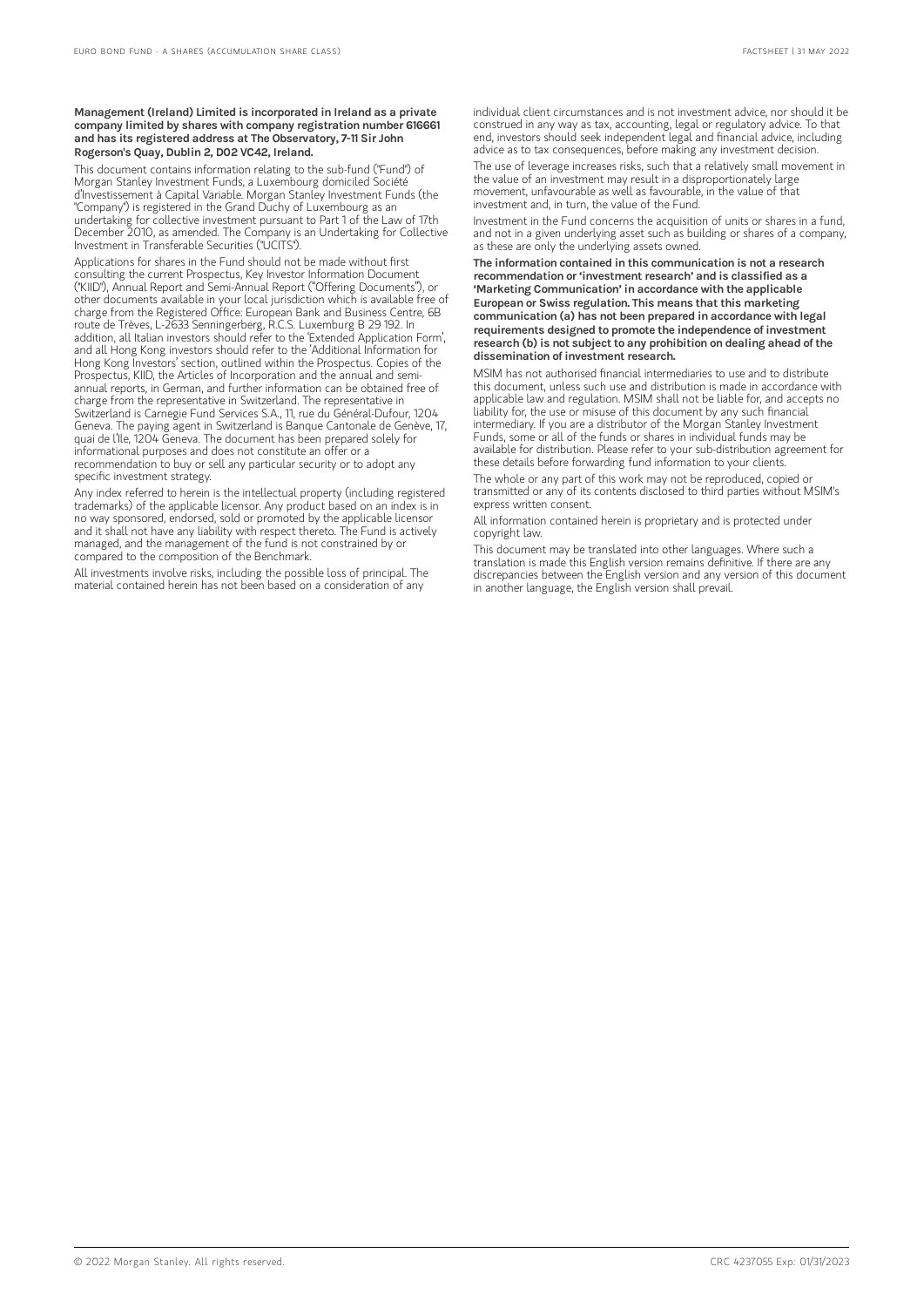**Management (Ireland) Limited is incorporated in Ireland as a private company limited by shares with company registration number 616661 and has its registered address at The Observatory, 7-11 Sir John Rogerson's Quay, Dublin 2, D02 VC42, Ireland.**

This document contains information relating to the sub-fund ("Fund") of Morgan Stanley Investment Funds, a Luxembourg domiciled Société d'Investissement à Capital Variable. Morgan Stanley Investment Funds (the "Company") is registered in the Grand Duchy of Luxembourg as an undertaking for collective investment pursuant to Part 1 of the Law of 17th December 2010, as amended. The Company is an Undertaking for Collective Investment in Transferable Securities ("UCITS").

Applications for shares in the Fund should not be made without first consulting the current Prospectus, Key Investor Information Document ("KIID"), Annual Report and Semi-Annual Report ("Offering Documents"), or other documents available in your local jurisdiction which is available free of charge from the Registered Office: European Bank and Business Centre, 6B route de Trèves, L-2633 Senningerberg, R.C.S. Luxemburg B 29 192. In addition, all Italian investors should refer to the 'Extended Application Form', and all Hong Kong investors should refer to the 'Additional Information for Hong Kong Investors' section, outlined within the Prospectus. Copies of the Prospectus, KIID, the Articles of Incorporation and the annual and semi-annual reports, in German, and further information can be obtained free of charge from the representative in Switzerland. The representative in Switzerland is Carnegie Fund Services S.A., 11, rue du Général-Dufour, 1204 Geneva. The paying agent in Switzerland is Banque Cantonale de Genève, 17, quai de l'Ile, 1204 Geneva. The document has been prepared solely for informational purposes and does not constitute an offer or a recommendation to buy or sell any particular security or to adopt any specific investment strategy.

Any index referred to herein is the intellectual property (including registered trademarks) of the applicable licensor. Any product based on an index is in no way sponsored, endorsed, sold or promoted by the applicable licensor and it shall not have any liability with respect thereto. The Fund is actively managed, and the management of the fund is not constrained by or compared to the composition of the Benchmark.

All investments involve risks, including the possible loss of principal. The material contained herein has not been based on a consideration of any individual client circumstances and is not investment advice, nor should it be construed in any way as tax, accounting, legal or regulatory advice. To that end, investors should seek independent legal and financial advice, including advice as to tax consequences, before making any investment decision.

The use of leverage increases risks, such that a relatively small movement in the value of an investment may result in a disproportionately large movement, unfavourable as well as favourable, in the value of that investment and, in turn, the value of the Fund.

Investment in the Fund concerns the acquisition of units or shares in a fund, and not in a given underlying asset such as building or shares of a company, as these are only the underlying assets owned.

**The information contained in this communication is not a research recommendation or 'investment research' and is classified as a 'Marketing Communication' in accordance with the applicable European or Swiss regulation. This means that this marketing communication (a) has not been prepared in accordance with legal requirements designed to promote the independence of investment research (b) is not subject to any prohibition on dealing ahead of the dissemination of investment research.**

MSIM has not authorised financial intermediaries to use and to distribute this document, unless such use and distribution is made in accordance with applicable law and regulation. MSIM shall not be liable for, and accepts no liability for, the use or misuse of this document by any such financial intermediary. If you are a distributor of the Morgan Stanley Investment Funds, some or all of the funds or shares in individual funds may be available for distribution. Please refer to your sub-distribution agreement for these details before forwarding fund information to your clients.

The whole or any part of this work may not be reproduced, copied or transmitted or any of its contents disclosed to third parties without MSIM's express written consent.

All information contained herein is proprietary and is protected under copyright law.

This document may be translated into other languages. Where such a translation is made this English version remains definitive. If there are any discrepancies between the English version and any version of this document in another language, the English version shall prevail.

© 2022 Morgan Stanley. All rights reserved.

CRC 4237055 Exp: 01/31/2023